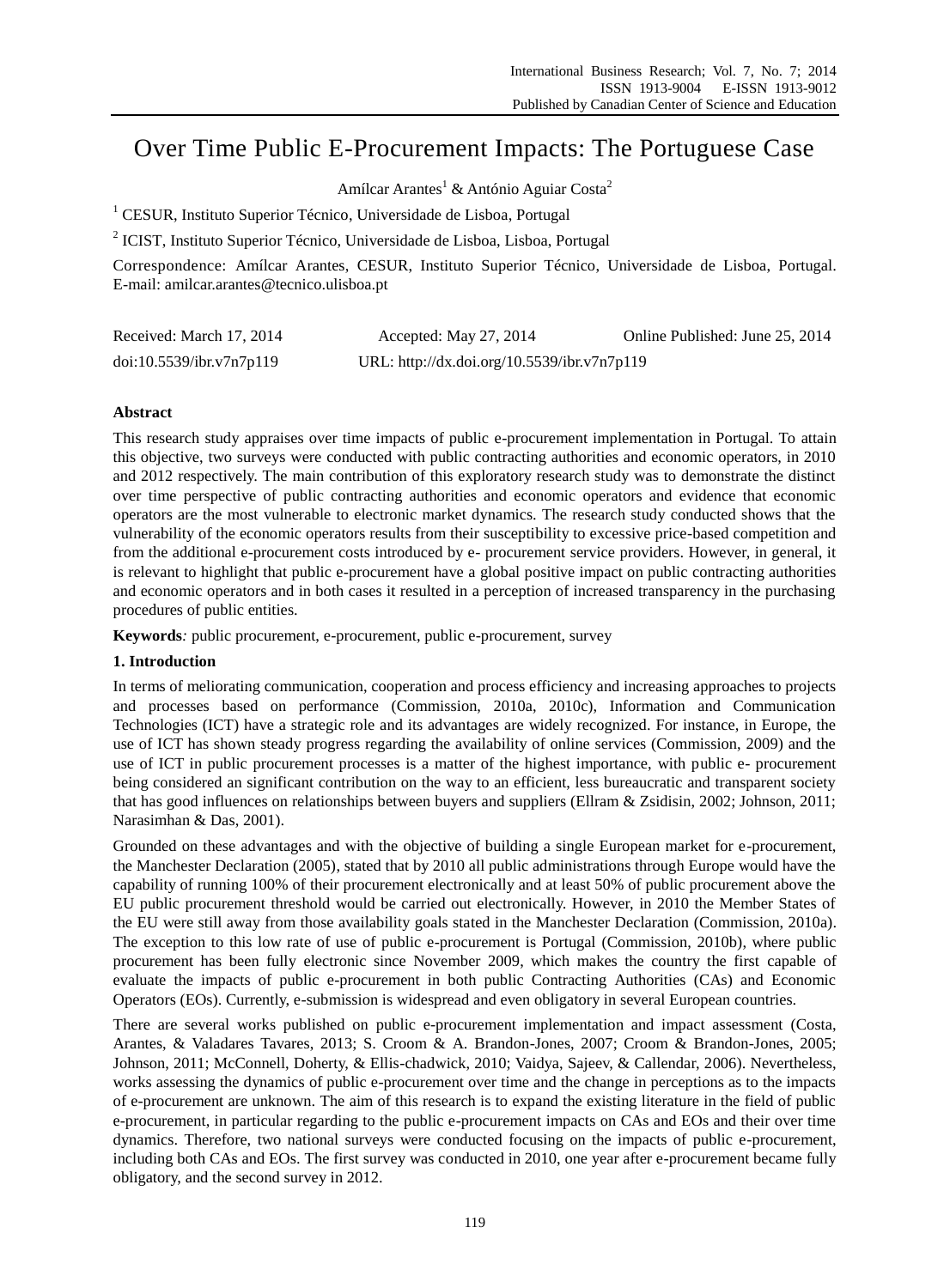# Over Time Public E-Procurement Impacts: The Portuguese Case

Amílcar Arantes[1] & António Aguiar Costa[2]

[1] CESUR, Instituto Superior Técnico, Universidade de Lisboa, Portugal

[2] ICIST, Instituto Superior Técnico, Universidade de Lisboa, Lisboa, Portugal

Correspondence: Amílcar Arantes, CESUR, Instituto Superior Técnico, Universidade de Lisboa, Portugal. E-mail: amilcar.arantes@tecnico.ulisboa.pt

Received: March 17, 2014 Accepted: May 27, 2014 Online Published: June 25, 2014

doi:10.5539/ibr.v7n7p119 URL: http://dx.doi.org/10.5539/ibr.v7n7p119

## Abstract

This research study appraises over time impacts of public e-procurement implementation in Portugal. To attain this objective, two surveys were conducted with public contracting authorities and economic operators, in 2010 and 2012 respectively. The main contribution of this exploratory research study was to demonstrate the distinct over time perspective of public contracting authorities and economic operators and evidence that economic operators are the most vulnerable to electronic market dynamics. The research study conducted shows that the vulnerability of the economic operators results from their susceptibility to excessive price-based competition and from the additional e-procurement costs introduced by e- procurement service providers. However, in general, it is relevant to highlight that public e-procurement have a global positive impact on public contracting authorities and economic operators and in both cases it resulted in a perception of increased transparency in the purchasing procedures of public entities.

**Keywords***:* public procurement, e-procurement, public e-procurement, survey

## 1. Introduction

In terms of meliorating communication, cooperation and process efficiency and increasing approaches to projects and processes based on performance (Commission, 2010a, 2010c), Information and Communication Technologies (ICT) have a strategic role and its advantages are widely recognized. For instance, in Europe, the use of ICT has shown steady progress regarding the availability of online services (Commission, 2009) and the use of ICT in public procurement processes is a matter of the highest importance, with public e- procurement being considered an significant contribution on the way to an efficient, less bureaucratic and transparent society that has good influences on relationships between buyers and suppliers (Ellram & Zsidisin, 2002; Johnson, 2011; Narasimhan & Das, 2001).

Grounded on these advantages and with the objective of building a single European market for e-procurement, the Manchester Declaration (2005), stated that by 2010 all public administrations through Europe would have the capability of running 100% of their procurement electronically and at least 50% of public procurement above the EU public procurement threshold would be carried out electronically. However, in 2010 the Member States of the EU were still away from those availability goals stated in the Manchester Declaration (Commission, 2010a). The exception to this low rate of use of public e-procurement is Portugal (Commission, 2010b), where public procurement has been fully electronic since November 2009, which makes the country the first capable of evaluate the impacts of public e-procurement in both public Contracting Authorities (CAs) and Economic Operators (EOs). Currently, e-submission is widespread and even obligatory in several European countries.

There are several works published on public e-procurement implementation and impact assessment (Costa, Arantes, & Valadares Tavares, 2013; S. Croom & A. Brandon-Jones, 2007; Croom & Brandon-Jones, 2005; Johnson, 2011; McConnell, Doherty, & Ellis-chadwick, 2010; Vaidya, Sajeev, & Callendar, 2006). Nevertheless, works assessing the dynamics of public e-procurement over time and the change in perceptions as to the impacts of e-procurement are unknown. The aim of this research is to expand the existing literature in the field of public e-procurement, in particular regarding to the public e-procurement impacts on CAs and EOs and their over time dynamics. Therefore, two national surveys were conducted focusing on the impacts of public e-procurement, including both CAs and EOs. The first survey was conducted in 2010, one year after e-procurement became fully obligatory, and the second survey in 2012.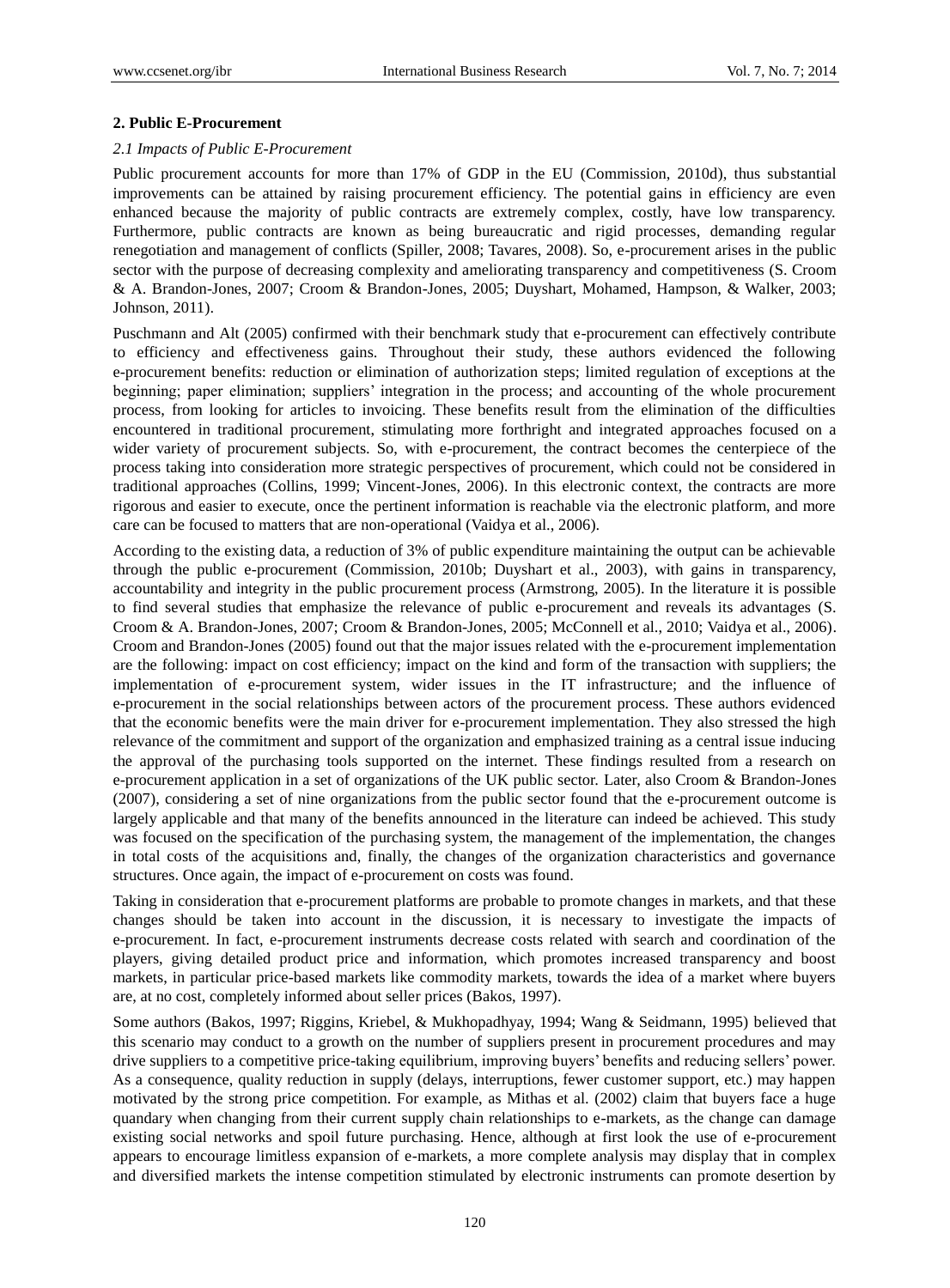## 2. Public E-Procurement

### *2.1 Impacts of Public E-Procurement*

Public procurement accounts for more than 17% of GDP in the EU (Commission, 2010d), thus substantial improvements can be attained by raising procurement efficiency. The potential gains in efficiency are even enhanced because the majority of public contracts are extremely complex, costly, have low transparency. Furthermore, public contracts are known as being bureaucratic and rigid processes, demanding regular renegotiation and management of conflicts (Spiller, 2008; Tavares, 2008). So, e-procurement arises in the public sector with the purpose of decreasing complexity and ameliorating transparency and competitiveness (S. Croom & A. Brandon-Jones, 2007; Croom & Brandon-Jones, 2005; Duyshart, Mohamed, Hampson, & Walker, 2003; Johnson, 2011).

Puschmann and Alt (2005) confirmed with their benchmark study that e-procurement can effectively contribute to efficiency and effectiveness gains. Throughout their study, these authors evidenced the following e-procurement benefits: reduction or elimination of authorization steps; limited regulation of exceptions at the beginning; paper elimination; suppliers' integration in the process; and accounting of the whole procurement process, from looking for articles to invoicing. These benefits result from the elimination of the difficulties encountered in traditional procurement, stimulating more forthright and integrated approaches focused on a wider variety of procurement subjects. So, with e-procurement, the contract becomes the centerpiece of the process taking into consideration more strategic perspectives of procurement, which could not be considered in traditional approaches (Collins, 1999; Vincent-Jones, 2006). In this electronic context, the contracts are more rigorous and easier to execute, once the pertinent information is reachable via the electronic platform, and more care can be focused to matters that are non-operational (Vaidya et al., 2006).

According to the existing data, a reduction of 3% of public expenditure maintaining the output can be achievable through the public e-procurement (Commission, 2010b; Duyshart et al., 2003), with gains in transparency, accountability and integrity in the public procurement process (Armstrong, 2005). In the literature it is possible to find several studies that emphasize the relevance of public e-procurement and reveals its advantages (S. Croom & A. Brandon-Jones, 2007; Croom & Brandon-Jones, 2005; McConnell et al., 2010; Vaidya et al., 2006). Croom and Brandon-Jones (2005) found out that the major issues related with the e-procurement implementation are the following: impact on cost efficiency; impact on the kind and form of the transaction with suppliers; the implementation of e-procurement system, wider issues in the IT infrastructure; and the influence of e-procurement in the social relationships between actors of the procurement process. These authors evidenced that the economic benefits were the main driver for e-procurement implementation. They also stressed the high relevance of the commitment and support of the organization and emphasized training as a central issue inducing the approval of the purchasing tools supported on the internet. These findings resulted from a research on e-procurement application in a set of organizations of the UK public sector. Later, also Croom & Brandon-Jones (2007), considering a set of nine organizations from the public sector found that the e-procurement outcome is largely applicable and that many of the benefits announced in the literature can indeed be achieved. This study was focused on the specification of the purchasing system, the management of the implementation, the changes in total costs of the acquisitions and, finally, the changes of the organization characteristics and governance structures. Once again, the impact of e-procurement on costs was found.

Taking in consideration that e-procurement platforms are probable to promote changes in markets, and that these changes should be taken into account in the discussion, it is necessary to investigate the impacts of e-procurement. In fact, e-procurement instruments decrease costs related with search and coordination of the players, giving detailed product price and information, which promotes increased transparency and boost markets, in particular price-based markets like commodity markets, towards the idea of a market where buyers are, at no cost, completely informed about seller prices (Bakos, 1997).

Some authors (Bakos, 1997; Riggins, Kriebel, & Mukhopadhyay, 1994; Wang & Seidmann, 1995) believed that this scenario may conduct to a growth on the number of suppliers present in procurement procedures and may drive suppliers to a competitive price-taking equilibrium, improving buyers' benefits and reducing sellers' power. As a consequence, quality reduction in supply (delays, interruptions, fewer customer support, etc.) may happen motivated by the strong price competition. For example, as Mithas et al. (2002) claim that buyers face a huge quandary when changing from their current supply chain relationships to e-markets, as the change can damage existing social networks and spoil future purchasing. Hence, although at first look the use of e-procurement appears to encourage limitless expansion of e-markets, a more complete analysis may display that in complex and diversified markets the intense competition stimulated by electronic instruments can promote desertion by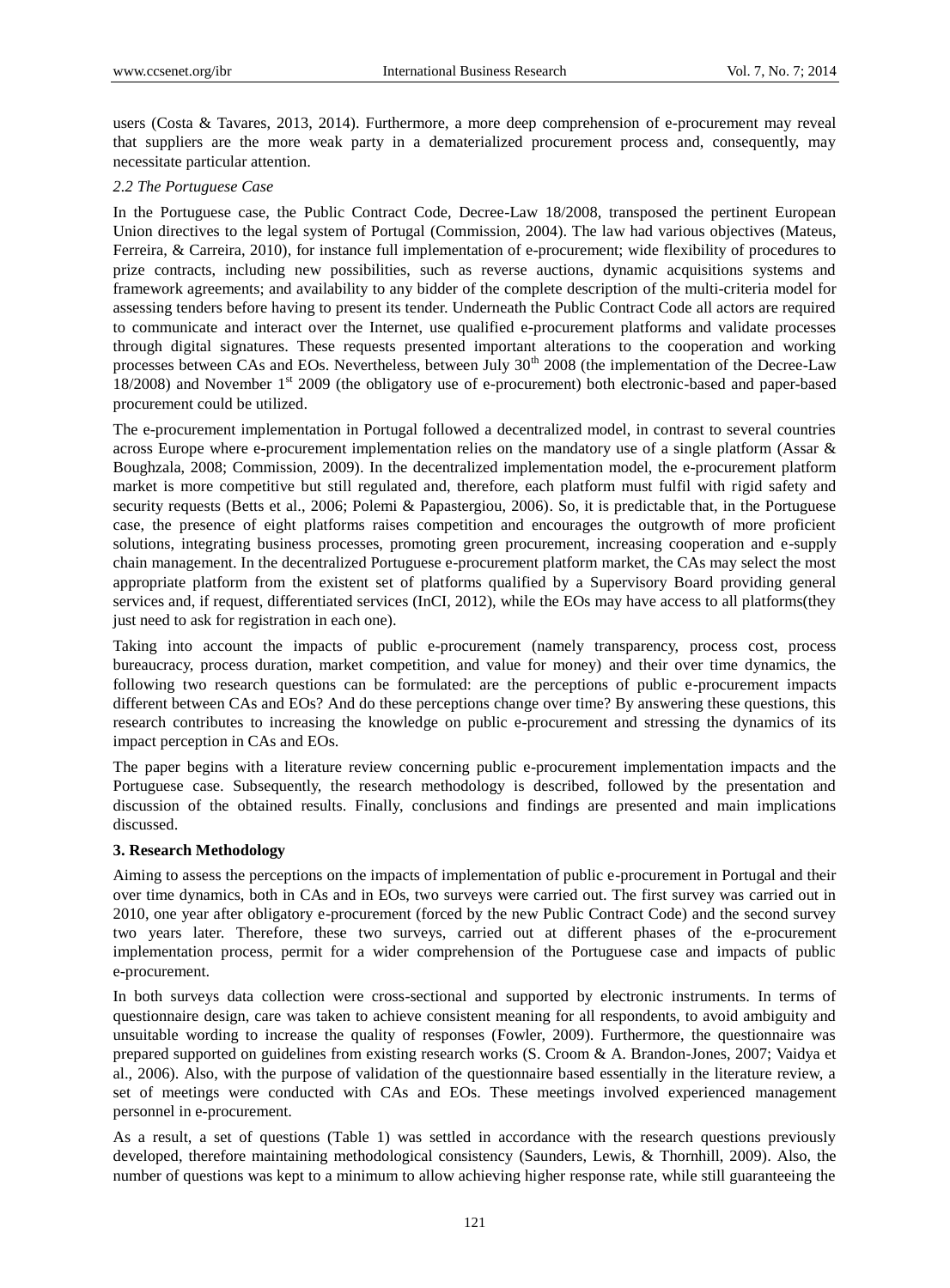users (Costa & Tavares, 2013, 2014). Furthermore, a more deep comprehension of e-procurement may reveal that suppliers are the more weak party in a dematerialized procurement process and, consequently, may necessitate particular attention.

### *2.2 The Portuguese Case*

In the Portuguese case, the Public Contract Code, Decree-Law 18/2008, transposed the pertinent European Union directives to the legal system of Portugal (Commission, 2004). The law had various objectives (Mateus, Ferreira, & Carreira, 2010), for instance full implementation of e-procurement; wide flexibility of procedures to prize contracts, including new possibilities, such as reverse auctions, dynamic acquisitions systems and framework agreements; and availability to any bidder of the complete description of the multi-criteria model for assessing tenders before having to present its tender. Underneath the Public Contract Code all actors are required to communicate and interact over the Internet, use qualified e-procurement platforms and validate processes through digital signatures. These requests presented important alterations to the cooperation and working processes between CAs and EOs. Nevertheless, between July 30th 2008 (the implementation of the Decree-Law 18/2008) and November 1st 2009 (the obligatory use of e-procurement) both electronic-based and paper-based procurement could be utilized.

The e-procurement implementation in Portugal followed a decentralized model, in contrast to several countries across Europe where e-procurement implementation relies on the mandatory use of a single platform (Assar & Boughzala, 2008; Commission, 2009). In the decentralized implementation model, the e-procurement platform market is more competitive but still regulated and, therefore, each platform must fulfil with rigid safety and security requests (Betts et al., 2006; Polemi & Papastergiou, 2006). So, it is predictable that, in the Portuguese case, the presence of eight platforms raises competition and encourages the outgrowth of more proficient solutions, integrating business processes, promoting green procurement, increasing cooperation and e-supply chain management. In the decentralized Portuguese e-procurement platform market, the CAs may select the most appropriate platform from the existent set of platforms qualified by a Supervisory Board providing general services and, if request, differentiated services (InCI, 2012), while the EOs may have access to all platforms(they just need to ask for registration in each one).

Taking into account the impacts of public e-procurement (namely transparency, process cost, process bureaucracy, process duration, market competition, and value for money) and their over time dynamics, the following two research questions can be formulated: are the perceptions of public e-procurement impacts different between CAs and EOs? And do these perceptions change over time? By answering these questions, this research contributes to increasing the knowledge on public e-procurement and stressing the dynamics of its impact perception in CAs and EOs.

The paper begins with a literature review concerning public e-procurement implementation impacts and the Portuguese case. Subsequently, the research methodology is described, followed by the presentation and discussion of the obtained results. Finally, conclusions and findings are presented and main implications discussed.

## 3. Research Methodology

Aiming to assess the perceptions on the impacts of implementation of public e-procurement in Portugal and their over time dynamics, both in CAs and in EOs, two surveys were carried out. The first survey was carried out in 2010, one year after obligatory e-procurement (forced by the new Public Contract Code) and the second survey two years later. Therefore, these two surveys, carried out at different phases of the e-procurement implementation process, permit for a wider comprehension of the Portuguese case and impacts of public e-procurement.

In both surveys data collection were cross-sectional and supported by electronic instruments. In terms of questionnaire design, care was taken to achieve consistent meaning for all respondents, to avoid ambiguity and unsuitable wording to increase the quality of responses (Fowler, 2009). Furthermore, the questionnaire was prepared supported on guidelines from existing research works (S. Croom & A. Brandon-Jones, 2007; Vaidya et al., 2006). Also, with the purpose of validation of the questionnaire based essentially in the literature review, a set of meetings were conducted with CAs and EOs. These meetings involved experienced management personnel in e-procurement.

As a result, a set of questions (Table 1) was settled in accordance with the research questions previously developed, therefore maintaining methodological consistency (Saunders, Lewis, & Thornhill, 2009). Also, the number of questions was kept to a minimum to allow achieving higher response rate, while still guaranteeing the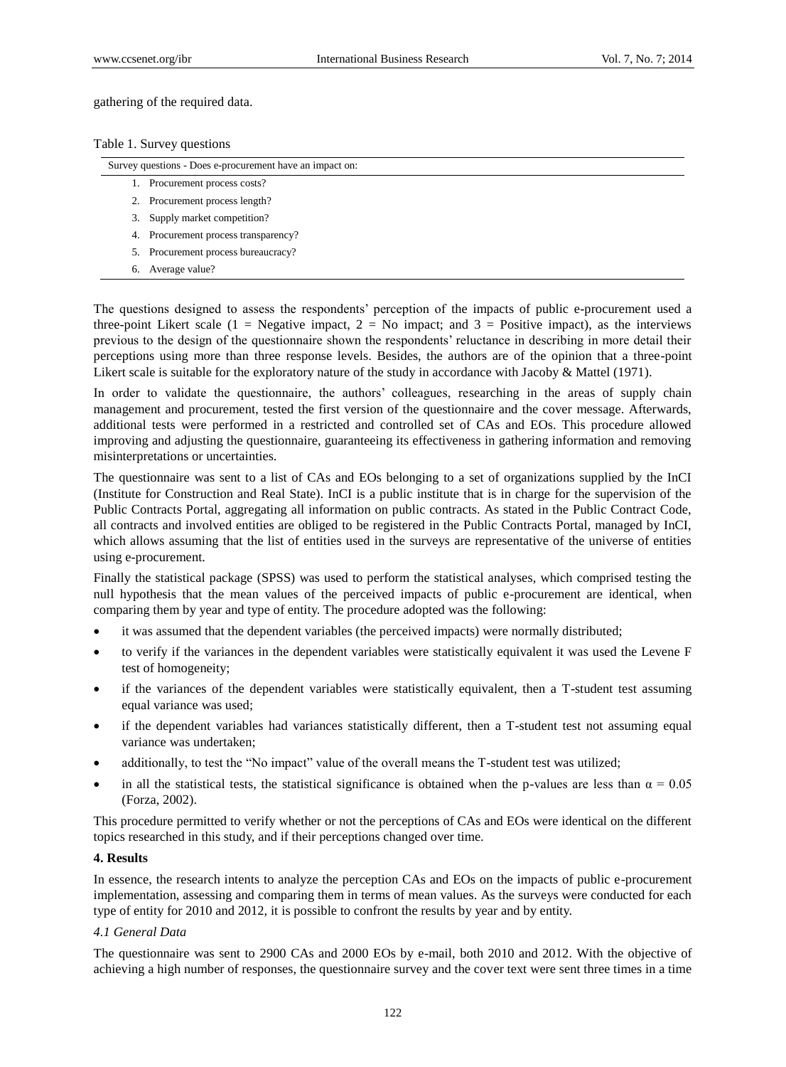gathering of the required data.

Table 1. Survey questions

| Survey questions - Does e-procurement have an impact on: |
|---|
| 1. Procurement process costs? |
| 2. Procurement process length? |
| 3. Supply market competition? |
| 4. Procurement process transparency? |
| 5. Procurement process bureaucracy? |
| 6. Average value? |

The questions designed to assess the respondents' perception of the impacts of public e-procurement used a three-point Likert scale (1 = Negative impact, 2 = No impact; and 3 = Positive impact), as the interviews previous to the design of the questionnaire shown the respondents' reluctance in describing in more detail their perceptions using more than three response levels. Besides, the authors are of the opinion that a three-point Likert scale is suitable for the exploratory nature of the study in accordance with Jacoby & Mattel (1971).

In order to validate the questionnaire, the authors' colleagues, researching in the areas of supply chain management and procurement, tested the first version of the questionnaire and the cover message. Afterwards, additional tests were performed in a restricted and controlled set of CAs and EOs. This procedure allowed improving and adjusting the questionnaire, guaranteeing its effectiveness in gathering information and removing misinterpretations or uncertainties.

The questionnaire was sent to a list of CAs and EOs belonging to a set of organizations supplied by the InCI (Institute for Construction and Real State). InCI is a public institute that is in charge for the supervision of the Public Contracts Portal, aggregating all information on public contracts. As stated in the Public Contract Code, all contracts and involved entities are obliged to be registered in the Public Contracts Portal, managed by InCI, which allows assuming that the list of entities used in the surveys are representative of the universe of entities using e-procurement.

Finally the statistical package (SPSS) was used to perform the statistical analyses, which comprised testing the null hypothesis that the mean values of the perceived impacts of public e-procurement are identical, when comparing them by year and type of entity. The procedure adopted was the following:

- it was assumed that the dependent variables (the perceived impacts) were normally distributed;
- to verify if the variances in the dependent variables were statistically equivalent it was used the Levene F test of homogeneity;
- if the variances of the dependent variables were statistically equivalent, then a T-student test assuming equal variance was used;
- if the dependent variables had variances statistically different, then a T-student test not assuming equal variance was undertaken;
- additionally, to test the "No impact" value of the overall means the T-student test was utilized;
- in all the statistical tests, the statistical significance is obtained when the p-values are less than $\alpha = 0.05$ (Forza, 2002).

This procedure permitted to verify whether or not the perceptions of CAs and EOs were identical on the different topics researched in this study, and if their perceptions changed over time.

## 4. Results

In essence, the research intents to analyze the perception CAs and EOs on the impacts of public e-procurement implementation, assessing and comparing them in terms of mean values. As the surveys were conducted for each type of entity for 2010 and 2012, it is possible to confront the results by year and by entity.

### *4.1 General Data*

The questionnaire was sent to 2900 CAs and 2000 EOs by e-mail, both 2010 and 2012. With the objective of achieving a high number of responses, the questionnaire survey and the cover text were sent three times in a time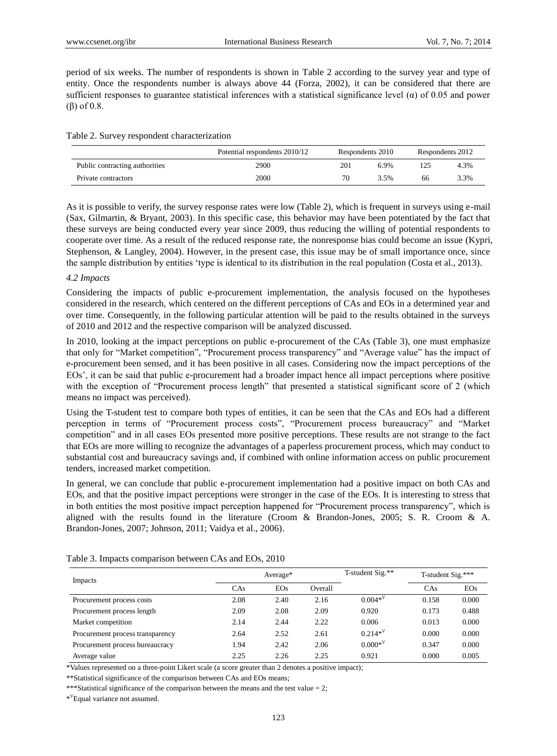period of six weeks. The number of respondents is shown in Table 2 according to the survey year and type of entity. Once the respondents number is always above 44 (Forza, 2002), it can be considered that there are sufficient responses to guarantee statistical inferences with a statistical significance level ($\alpha$) of 0.05 and power ($\beta$) of 0.8.

Table 2. Survey respondent characterization

| | Potential respondents 2010/12 | Respondents 2010 | | Respondents 2012 | |
|---|---|---|---|---|---|
| Public contracting authorities | 2900 | 201 | 6.9% | 125 | 4.3% |
| Private contractors | 2000 | 70 | 3.5% | 66 | 3.3% |

As it is possible to verify, the survey response rates were low (Table 2), which is frequent in surveys using e-mail (Sax, Gilmartin, & Bryant, 2003). In this specific case, this behavior may have been potentiated by the fact that these surveys are being conducted every year since 2009, thus reducing the willing of potential respondents to cooperate over time. As a result of the reduced response rate, the nonresponse bias could become an issue (Kypri, Stephenson, & Langley, 2004). However, in the present case, this issue may be of small importance once, since the sample distribution by entities 'type is identical to its distribution in the real population (Costa et al., 2013).

### *4.2 Impacts*

Considering the impacts of public e-procurement implementation, the analysis focused on the hypotheses considered in the research, which centered on the different perceptions of CAs and EOs in a determined year and over time. Consequently, in the following particular attention will be paid to the results obtained in the surveys of 2010 and 2012 and the respective comparison will be analyzed discussed.

In 2010, looking at the impact perceptions on public e-procurement of the CAs (Table 3), one must emphasize that only for "Market competition", "Procurement process transparency" and "Average value" has the impact of e-procurement been sensed, and it has been positive in all cases. Considering now the impact perceptions of the EOs', it can be said that public e-procurement had a broader impact hence all impact perceptions where positive with the exception of "Procurement process length" that presented a statistical significant score of 2 (which means no impact was perceived).

Using the T-student test to compare both types of entities, it can be seen that the CAs and EOs had a different perception in terms of "Procurement process costs", "Procurement process bureaucracy" and "Market competition" and in all cases EOs presented more positive perceptions. These results are not strange to the fact that EOs are more willing to recognize the advantages of a paperless procurement process, which may conduct to substantial cost and bureaucracy savings and, if combined with online information access on public procurement tenders, increased market competition.

In general, we can conclude that public e-procurement implementation had a positive impact on both CAs and EOs, and that the positive impact perceptions were stronger in the case of the EOs. It is interesting to stress that in both entities the most positive impact perception happened for "Procurement process transparency", which is aligned with the results found in the literature (Croom & Brandon-Jones, 2005; S. R. Croom & A. Brandon-Jones, 2007; Johnson, 2011; Vaidya et al., 2006).

Table 3. Impacts comparison between CAs and EOs, 2010

| Impacts | Average* | | | T-student Sig.** | T-student Sig.*** | |
|---|---|---|---|---|---|---|
| | CAs | EOs | Overall | | CAs | EOs |
| Procurement process costs | 2.08 | 2.40 | 2.16 | 0.004*[V] | 0.158 | 0.000 |
| Procurement process length | 2.09 | 2.08 | 2.09 | 0.920 | 0.173 | 0.488 |
| Market competition | 2.14 | 2.44 | 2.22 | 0.006 | 0.013 | 0.000 |
| Procurement process transparency | 2.64 | 2.52 | 2.61 | 0.214*[V] | 0.000 | 0.000 |
| Procurement process bureaucracy | 1.94 | 2.42 | 2.06 | 0.000*[V] | 0.347 | 0.000 |
| Average value | 2.25 | 2.26 | 2.25 | 0.921 | 0.000 | 0.005 |

*Values represented on a three-point Likert scale (a score greater than 2 denotes a positive impact);

**Statistical significance of the comparison between CAs and EOs means;

***Statistical significance of the comparison between the means and the test value = 2;

*[V]Equal variance not assumed.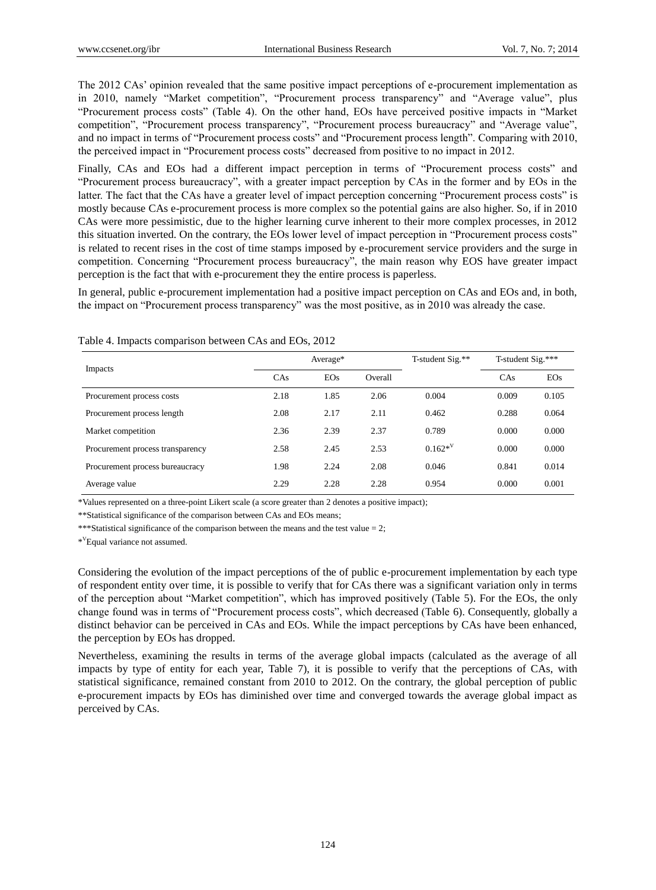The 2012 CAs' opinion revealed that the same positive impact perceptions of e-procurement implementation as in 2010, namely "Market competition", "Procurement process transparency" and "Average value", plus "Procurement process costs" (Table 4). On the other hand, EOs have perceived positive impacts in "Market competition", "Procurement process transparency", "Procurement process bureaucracy" and "Average value", and no impact in terms of "Procurement process costs" and "Procurement process length". Comparing with 2010, the perceived impact in "Procurement process costs" decreased from positive to no impact in 2012.

Finally, CAs and EOs had a different impact perception in terms of "Procurement process costs" and "Procurement process bureaucracy", with a greater impact perception by CAs in the former and by EOs in the latter. The fact that the CAs have a greater level of impact perception concerning "Procurement process costs" is mostly because CAs e-procurement process is more complex so the potential gains are also higher. So, if in 2010 CAs were more pessimistic, due to the higher learning curve inherent to their more complex processes, in 2012 this situation inverted. On the contrary, the EOs lower level of impact perception in "Procurement process costs" is related to recent rises in the cost of time stamps imposed by e-procurement service providers and the surge in competition. Concerning "Procurement process bureaucracy", the main reason why EOS have greater impact perception is the fact that with e-procurement they the entire process is paperless.

In general, public e-procurement implementation had a positive impact perception on CAs and EOs and, in both, the impact on "Procurement process transparency" was the most positive, as in 2010 was already the case.

Table 4. Impacts comparison between CAs and EOs, 2012

| Impacts | Average* | | | T-student Sig.** | T-student Sig.*** | |
|---|---|---|---|---|---|---|
| | CAs | EOs | Overall | | CAs | EOs |
| Procurement process costs | 2.18 | 1.85 | 2.06 | 0.004 | 0.009 | 0.105 |
| Procurement process length | 2.08 | 2.17 | 2.11 | 0.462 | 0.288 | 0.064 |
| Market competition | 2.36 | 2.39 | 2.37 | 0.789 | 0.000 | 0.000 |
| Procurement process transparency | 2.58 | 2.45 | 2.53 | 0.162*[V] | 0.000 | 0.000 |
| Procurement process bureaucracy | 1.98 | 2.24 | 2.08 | 0.046 | 0.841 | 0.014 |
| Average value | 2.29 | 2.28 | 2.28 | 0.954 | 0.000 | 0.001 |

*Values represented on a three-point Likert scale (a score greater than 2 denotes a positive impact);

**Statistical significance of the comparison between CAs and EOs means;

***Statistical significance of the comparison between the means and the test value = 2;

*[V]Equal variance not assumed.

Considering the evolution of the impact perceptions of the of public e-procurement implementation by each type of respondent entity over time, it is possible to verify that for CAs there was a significant variation only in terms of the perception about "Market competition", which has improved positively (Table 5). For the EOs, the only change found was in terms of "Procurement process costs", which decreased (Table 6). Consequently, globally a distinct behavior can be perceived in CAs and EOs. While the impact perceptions by CAs have been enhanced, the perception by EOs has dropped.

Nevertheless, examining the results in terms of the average global impacts (calculated as the average of all impacts by type of entity for each year, Table 7), it is possible to verify that the perceptions of CAs, with statistical significance, remained constant from 2010 to 2012. On the contrary, the global perception of public e-procurement impacts by EOs has diminished over time and converged towards the average global impact as perceived by CAs.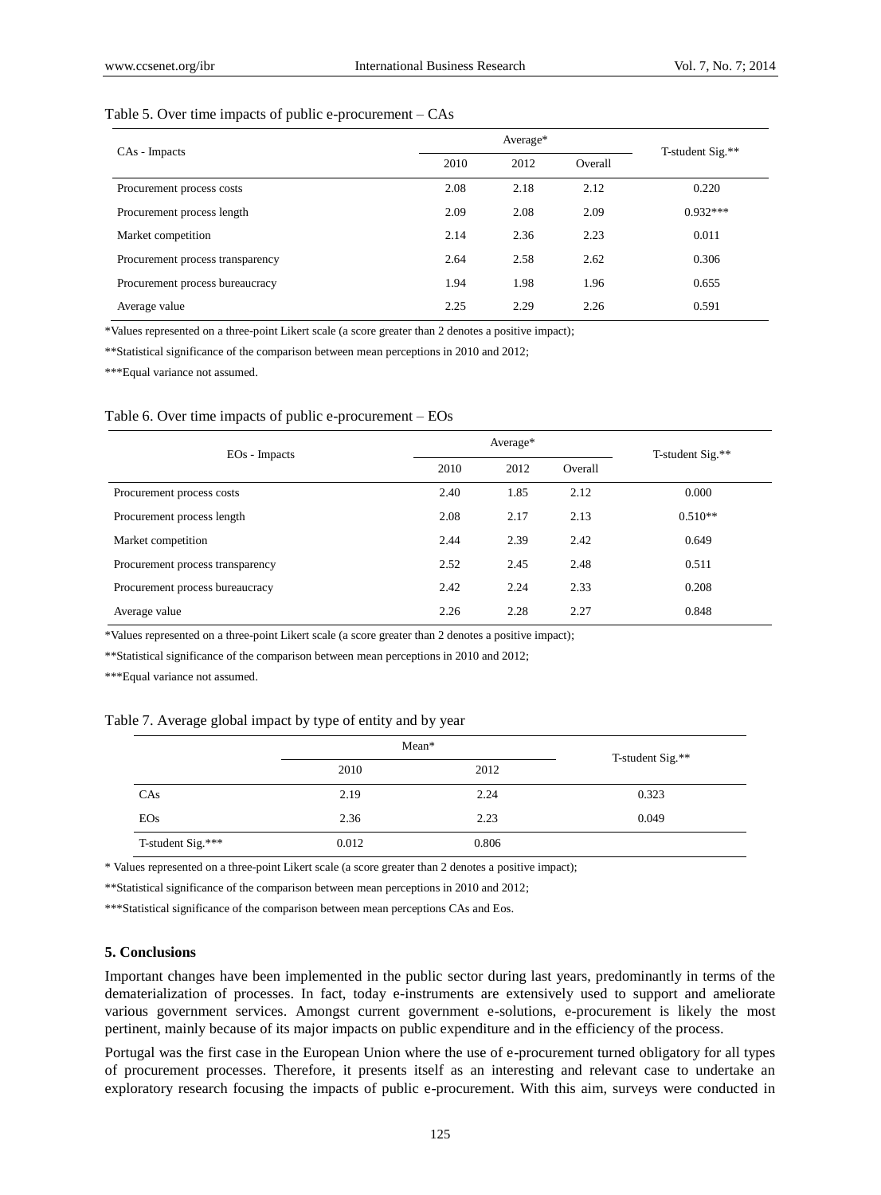Table 5. Over time impacts of public e-procurement – CAs

| CAs - Impacts | Average* | | | T-student Sig.** |
|---|---|---|---|---|
| | 2010 | 2012 | Overall | |
| Procurement process costs | 2.08 | 2.18 | 2.12 | 0.220 |
| Procurement process length | 2.09 | 2.08 | 2.09 | 0.932*** |
| Market competition | 2.14 | 2.36 | 2.23 | 0.011 |
| Procurement process transparency | 2.64 | 2.58 | 2.62 | 0.306 |
| Procurement process bureaucracy | 1.94 | 1.98 | 1.96 | 0.655 |
| Average value | 2.25 | 2.29 | 2.26 | 0.591 |

*Values represented on a three-point Likert scale (a score greater than 2 denotes a positive impact);

**Statistical significance of the comparison between mean perceptions in 2010 and 2012;

***Equal variance not assumed.

Table 6. Over time impacts of public e-procurement – EOs

| EOs - Impacts | Average* | | | T-student Sig.** |
|---|---|---|---|---|
| | 2010 | 2012 | Overall | |
| Procurement process costs | 2.40 | 1.85 | 2.12 | 0.000 |
| Procurement process length | 2.08 | 2.17 | 2.13 | 0.510** |
| Market competition | 2.44 | 2.39 | 2.42 | 0.649 |
| Procurement process transparency | 2.52 | 2.45 | 2.48 | 0.511 |
| Procurement process bureaucracy | 2.42 | 2.24 | 2.33 | 0.208 |
| Average value | 2.26 | 2.28 | 2.27 | 0.848 |

*Values represented on a three-point Likert scale (a score greater than 2 denotes a positive impact);

**Statistical significance of the comparison between mean perceptions in 2010 and 2012;

***Equal variance not assumed.

Table 7. Average global impact by type of entity and by year

| | Mean* | | T-student Sig.** |
|---|---|---|---|
| | 2010 | 2012 | |
| CAs | 2.19 | 2.24 | 0.323 |
| EOs | 2.36 | 2.23 | 0.049 |
| T-student Sig.*** | 0.012 | 0.806 | |

* Values represented on a three-point Likert scale (a score greater than 2 denotes a positive impact);

**Statistical significance of the comparison between mean perceptions in 2010 and 2012;

***Statistical significance of the comparison between mean perceptions CAs and Eos.

## 5. Conclusions

Important changes have been implemented in the public sector during last years, predominantly in terms of the dematerialization of processes. In fact, today e-instruments are extensively used to support and ameliorate various government services. Amongst current government e-solutions, e-procurement is likely the most pertinent, mainly because of its major impacts on public expenditure and in the efficiency of the process.

Portugal was the first case in the European Union where the use of e-procurement turned obligatory for all types of procurement processes. Therefore, it presents itself as an interesting and relevant case to undertake an exploratory research focusing the impacts of public e-procurement. With this aim, surveys were conducted in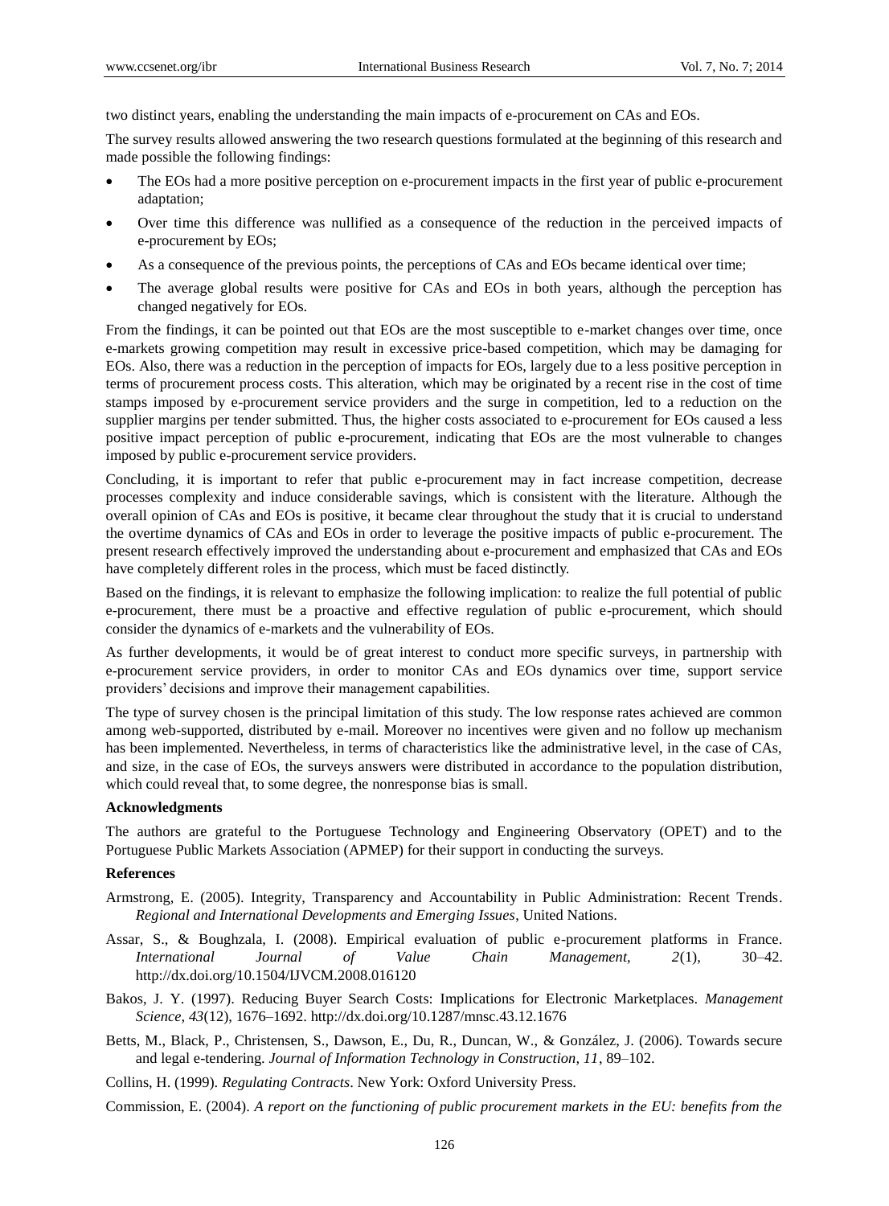two distinct years, enabling the understanding the main impacts of e-procurement on CAs and EOs.

The survey results allowed answering the two research questions formulated at the beginning of this research and made possible the following findings:

- The EOs had a more positive perception on e-procurement impacts in the first year of public e-procurement adaptation;
- Over time this difference was nullified as a consequence of the reduction in the perceived impacts of e-procurement by EOs;
- As a consequence of the previous points, the perceptions of CAs and EOs became identical over time;
- The average global results were positive for CAs and EOs in both years, although the perception has changed negatively for EOs.

From the findings, it can be pointed out that EOs are the most susceptible to e-market changes over time, once e-markets growing competition may result in excessive price-based competition, which may be damaging for EOs. Also, there was a reduction in the perception of impacts for EOs, largely due to a less positive perception in terms of procurement process costs. This alteration, which may be originated by a recent rise in the cost of time stamps imposed by e-procurement service providers and the surge in competition, led to a reduction on the supplier margins per tender submitted. Thus, the higher costs associated to e-procurement for EOs caused a less positive impact perception of public e-procurement, indicating that EOs are the most vulnerable to changes imposed by public e-procurement service providers.

Concluding, it is important to refer that public e-procurement may in fact increase competition, decrease processes complexity and induce considerable savings, which is consistent with the literature. Although the overall opinion of CAs and EOs is positive, it became clear throughout the study that it is crucial to understand the overtime dynamics of CAs and EOs in order to leverage the positive impacts of public e-procurement. The present research effectively improved the understanding about e-procurement and emphasized that CAs and EOs have completely different roles in the process, which must be faced distinctly.

Based on the findings, it is relevant to emphasize the following implication: to realize the full potential of public e-procurement, there must be a proactive and effective regulation of public e-procurement, which should consider the dynamics of e-markets and the vulnerability of EOs.

As further developments, it would be of great interest to conduct more specific surveys, in partnership with e-procurement service providers, in order to monitor CAs and EOs dynamics over time, support service providers' decisions and improve their management capabilities.

The type of survey chosen is the principal limitation of this study. The low response rates achieved are common among web-supported, distributed by e-mail. Moreover no incentives were given and no follow up mechanism has been implemented. Nevertheless, in terms of characteristics like the administrative level, in the case of CAs, and size, in the case of EOs, the surveys answers were distributed in accordance to the population distribution, which could reveal that, to some degree, the nonresponse bias is small.

**Acknowledgments**

The authors are grateful to the Portuguese Technology and Engineering Observatory (OPET) and to the Portuguese Public Markets Association (APMEP) for their support in conducting the surveys.

**References**

Armstrong, E. (2005). Integrity, Transparency and Accountability in Public Administration: Recent Trends. *Regional and International Developments and Emerging Issues*, United Nations.

Assar, S., & Boughzala, I. (2008). Empirical evaluation of public e-procurement platforms in France. *International Journal of Value Chain Management, 2*(1), 30–42. http://dx.doi.org/10.1504/IJVCM.2008.016120

Bakos, J. Y. (1997). Reducing Buyer Search Costs: Implications for Electronic Marketplaces. *Management Science, 43*(12), 1676–1692. http://dx.doi.org/10.1287/mnsc.43.12.1676

Betts, M., Black, P., Christensen, S., Dawson, E., Du, R., Duncan, W., & González, J. (2006). Towards secure and legal e-tendering. *Journal of Information Technology in Construction, 11*, 89–102.

Collins, H. (1999). *Regulating Contracts*. New York: Oxford University Press.

Commission, E. (2004). *A report on the functioning of public procurement markets in the EU: benefits from the*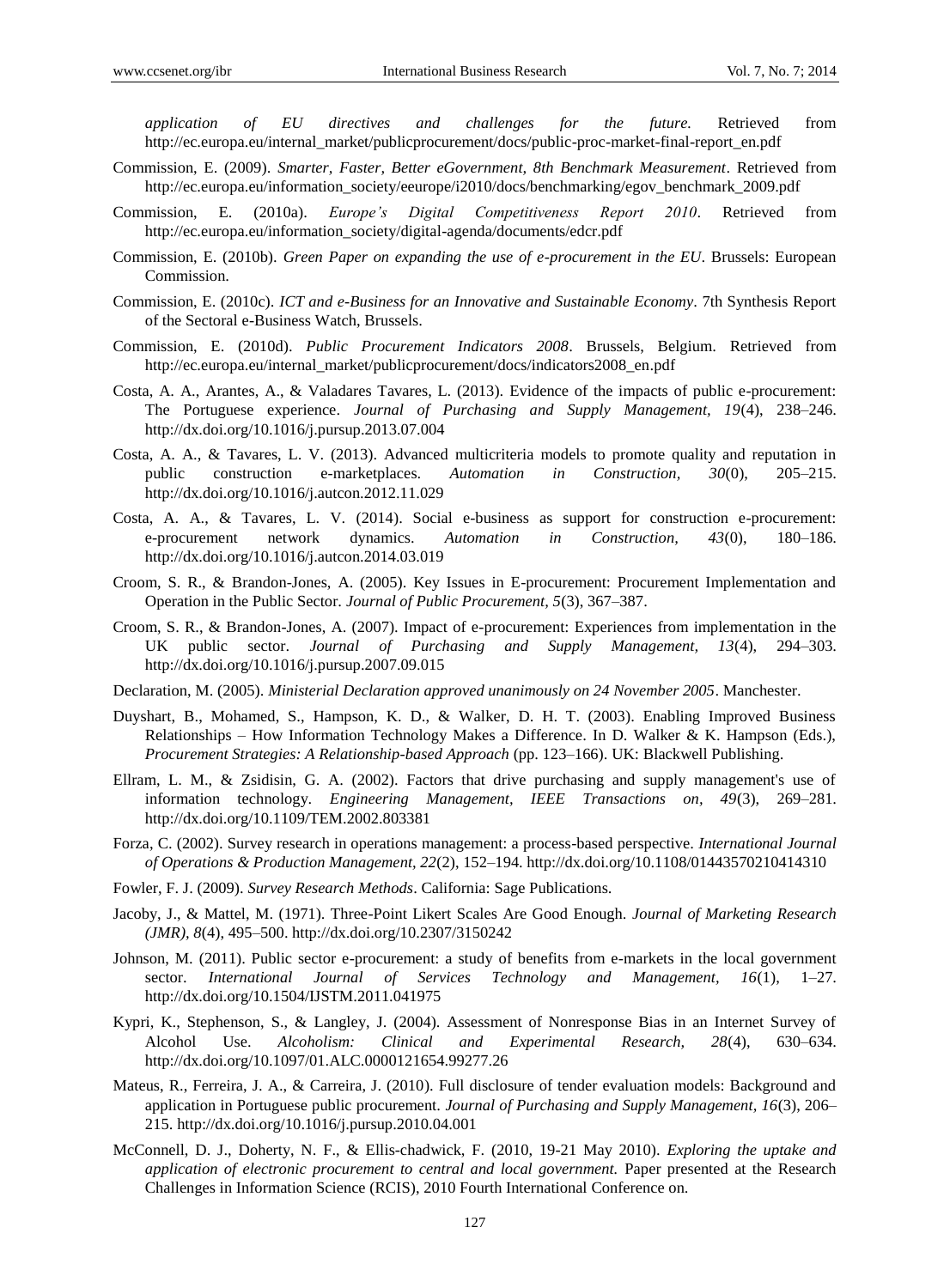*application of EU directives and challenges for the future.* Retrieved from http://ec.europa.eu/internal_market/publicprocurement/docs/public-proc-market-final-report_en.pdf

Commission, E. (2009). *Smarter, Faster, Better eGovernment, 8th Benchmark Measurement*. Retrieved from http://ec.europa.eu/information_society/eeurope/i2010/docs/benchmarking/egov_benchmark_2009.pdf

Commission, E. (2010a). *Europe's Digital Competitiveness Report 2010*. Retrieved from http://ec.europa.eu/information_society/digital-agenda/documents/edcr.pdf

Commission, E. (2010b). *Green Paper on expanding the use of e-procurement in the EU*. Brussels: European Commission.

Commission, E. (2010c). *ICT and e-Business for an Innovative and Sustainable Economy*. 7th Synthesis Report of the Sectoral e-Business Watch, Brussels.

Commission, E. (2010d). *Public Procurement Indicators 2008*. Brussels, Belgium. Retrieved from http://ec.europa.eu/internal_market/publicprocurement/docs/indicators2008_en.pdf

Costa, A. A., Arantes, A., & Valadares Tavares, L. (2013). Evidence of the impacts of public e-procurement: The Portuguese experience. *Journal of Purchasing and Supply Management, 19*(4), 238–246. http://dx.doi.org/10.1016/j.pursup.2013.07.004

Costa, A. A., & Tavares, L. V. (2013). Advanced multicriteria models to promote quality and reputation in public construction e-marketplaces. *Automation in Construction, 30*(0), 205–215. http://dx.doi.org/10.1016/j.autcon.2012.11.029

Costa, A. A., & Tavares, L. V. (2014). Social e-business as support for construction e-procurement: e-procurement network dynamics. *Automation in Construction, 43*(0), 180–186. http://dx.doi.org/10.1016/j.autcon.2014.03.019

Croom, S. R., & Brandon-Jones, A. (2005). Key Issues in E-procurement: Procurement Implementation and Operation in the Public Sector. *Journal of Public Procurement, 5*(3), 367–387.

Croom, S. R., & Brandon-Jones, A. (2007). Impact of e-procurement: Experiences from implementation in the UK public sector. *Journal of Purchasing and Supply Management, 13*(4), 294–303. http://dx.doi.org/10.1016/j.pursup.2007.09.015

Declaration, M. (2005). *Ministerial Declaration approved unanimously on 24 November 2005*. Manchester.

Duyshart, B., Mohamed, S., Hampson, K. D., & Walker, D. H. T. (2003). Enabling Improved Business Relationships – How Information Technology Makes a Difference. In D. Walker & K. Hampson (Eds.), *Procurement Strategies: A Relationship-based Approach* (pp. 123–166). UK: Blackwell Publishing.

Ellram, L. M., & Zsidisin, G. A. (2002). Factors that drive purchasing and supply management's use of information technology. *Engineering Management, IEEE Transactions on, 49*(3), 269–281. http://dx.doi.org/10.1109/TEM.2002.803381

Forza, C. (2002). Survey research in operations management: a process-based perspective. *International Journal of Operations & Production Management, 22*(2), 152–194. http://dx.doi.org/10.1108/01443570210414310

Fowler, F. J. (2009). *Survey Research Methods*. California: Sage Publications.

Jacoby, J., & Mattel, M. (1971). Three-Point Likert Scales Are Good Enough. *Journal of Marketing Research (JMR), 8*(4), 495–500. http://dx.doi.org/10.2307/3150242

Johnson, M. (2011). Public sector e-procurement: a study of benefits from e-markets in the local government sector. *International Journal of Services Technology and Management, 16*(1), 1–27. http://dx.doi.org/10.1504/IJSTM.2011.041975

Kypri, K., Stephenson, S., & Langley, J. (2004). Assessment of Nonresponse Bias in an Internet Survey of Alcohol Use. *Alcoholism: Clinical and Experimental Research, 28*(4), 630–634. http://dx.doi.org/10.1097/01.ALC.0000121654.99277.26

Mateus, R., Ferreira, J. A., & Carreira, J. (2010). Full disclosure of tender evaluation models: Background and application in Portuguese public procurement. *Journal of Purchasing and Supply Management, 16*(3), 206–215. http://dx.doi.org/10.1016/j.pursup.2010.04.001

McConnell, D. J., Doherty, N. F., & Ellis-chadwick, F. (2010, 19-21 May 2010). *Exploring the uptake and application of electronic procurement to central and local government.* Paper presented at the Research Challenges in Information Science (RCIS), 2010 Fourth International Conference on.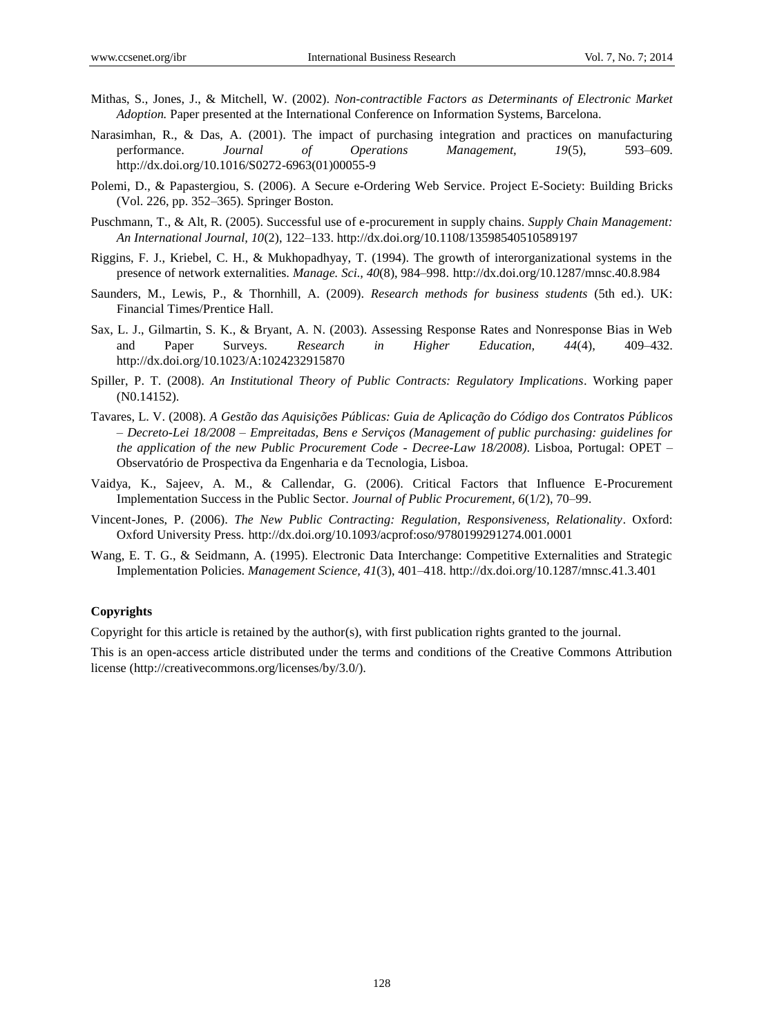Mithas, S., Jones, J., & Mitchell, W. (2002). *Non-contractible Factors as Determinants of Electronic Market Adoption.* Paper presented at the International Conference on Information Systems, Barcelona.

Narasimhan, R., & Das, A. (2001). The impact of purchasing integration and practices on manufacturing performance. *Journal of Operations Management, 19*(5), 593–609. http://dx.doi.org/10.1016/S0272-6963(01)00055-9

Polemi, D., & Papastergiou, S. (2006). A Secure e-Ordering Web Service. Project E-Society: Building Bricks (Vol. 226, pp. 352–365). Springer Boston.

Puschmann, T., & Alt, R. (2005). Successful use of e-procurement in supply chains. *Supply Chain Management: An International Journal, 10*(2), 122–133. http://dx.doi.org/10.1108/13598540510589197

Riggins, F. J., Kriebel, C. H., & Mukhopadhyay, T. (1994). The growth of interorganizational systems in the presence of network externalities. *Manage. Sci., 40*(8), 984–998. http://dx.doi.org/10.1287/mnsc.40.8.984

Saunders, M., Lewis, P., & Thornhill, A. (2009). *Research methods for business students* (5th ed.). UK: Financial Times/Prentice Hall.

Sax, L. J., Gilmartin, S. K., & Bryant, A. N. (2003). Assessing Response Rates and Nonresponse Bias in Web and Paper Surveys. *Research in Higher Education, 44*(4), 409–432. http://dx.doi.org/10.1023/A:1024232915870

Spiller, P. T. (2008). *An Institutional Theory of Public Contracts: Regulatory Implications*. Working paper (N0.14152).

Tavares, L. V. (2008). *A Gestão das Aquisições Públicas: Guia de Aplicação do Código dos Contratos Públicos – Decreto-Lei 18/2008 – Empreitadas, Bens e Serviços (Management of public purchasing: guidelines for the application of the new Public Procurement Code - Decree-Law 18/2008)*. Lisboa, Portugal: OPET – Observatório de Prospectiva da Engenharia e da Tecnologia, Lisboa.

Vaidya, K., Sajeev, A. M., & Callendar, G. (2006). Critical Factors that Influence E-Procurement Implementation Success in the Public Sector. *Journal of Public Procurement, 6*(1/2), 70–99.

Vincent-Jones, P. (2006). *The New Public Contracting: Regulation, Responsiveness, Relationality*. Oxford: Oxford University Press. http://dx.doi.org/10.1093/acprof:oso/9780199291274.001.0001

Wang, E. T. G., & Seidmann, A. (1995). Electronic Data Interchange: Competitive Externalities and Strategic Implementation Policies. *Management Science, 41*(3), 401–418. http://dx.doi.org/10.1287/mnsc.41.3.401

**Copyrights**

Copyright for this article is retained by the author(s), with first publication rights granted to the journal.

This is an open-access article distributed under the terms and conditions of the Creative Commons Attribution license (http://creativecommons.org/licenses/by/3.0/).